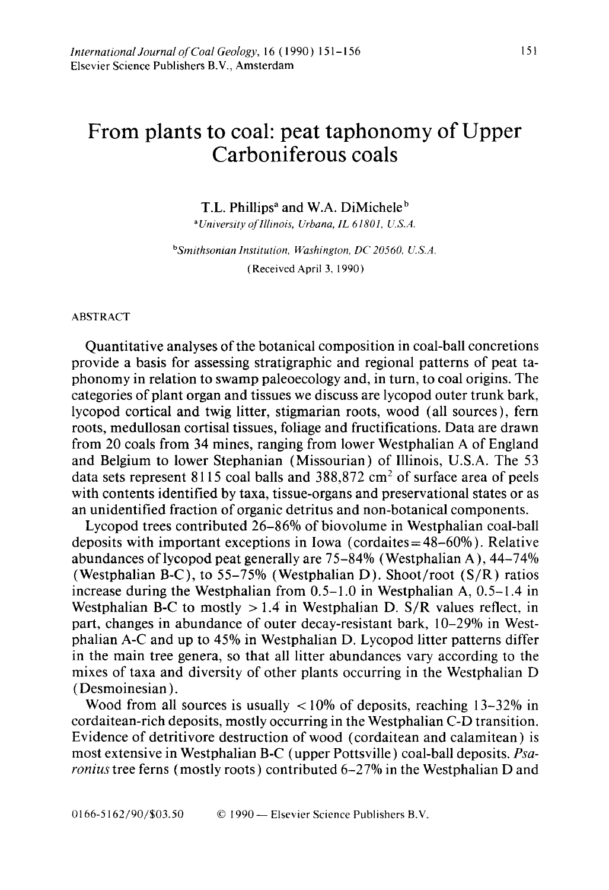# From plants to coal: peat taphonomy of Upper Carboniferous coals

T.L. Phillips[a] and W.A. DiMichele[b]

[a] *University of Illinois, Urbana, IL 61801, U.S.A.*

[b] *Smithsonian Institution, Washington, DC 20560, U.S.A.*

(Received April 3, 1990)

## ABSTRACT

Quantitative analyses of the botanical composition in coal-ball concretions provide a basis for assessing stratigraphic and regional patterns of peat taphonomy in relation to swamp paleoecology and, in turn, to coal origins. The categories of plant organ and tissues we discuss are lycopod outer trunk bark, lycopod cortical and twig litter, stigmarian roots, wood (all sources), fern roots, medullosan cortisal tissues, foliage and fructifications. Data are drawn from 20 coals from 34 mines, ranging from lower Westphalian A of England and Belgium to lower Stephanian (Missourian) of Illinois, U.S.A. The 53 data sets represent 8115 coal balls and 388,872 $cm^2$ of surface area of peels with contents identified by taxa, tissue-organs and preservational states or as an unidentified fraction of organic detritus and non-botanical components.

Lycopod trees contributed 26–86% of biovolume in Westphalian coal-ball deposits with important exceptions in Iowa (cordaites = 48–60%). Relative abundances of lycopod peat generally are 75–84% (Westphalian A), 44–74% (Westphalian B-C), to 55–75% (Westphalian D). Shoot/root (S/R) ratios increase during the Westphalian from 0.5–1.0 in Westphalian A, 0.5–1.4 in Westphalian B-C to mostly > 1.4 in Westphalian D. S/R values reflect, in part, changes in abundance of outer decay-resistant bark, 10–29% in Westphalian A-C and up to 45% in Westphalian D. Lycopod litter patterns differ in the main tree genera, so that all litter abundances vary according to the mixes of taxa and diversity of other plants occurring in the Westphalian D (Desmoinesian).

Wood from all sources is usually < 10% of deposits, reaching 13–32% in cordaitean-rich deposits, mostly occurring in the Westphalian C-D transition. Evidence of detritivore destruction of wood (cordaitean and calamitean) is most extensive in Westphalian B-C (upper Pottsville) coal-ball deposits. *Psaronius* tree ferns (mostly roots) contributed 6–27% in the Westphalian D and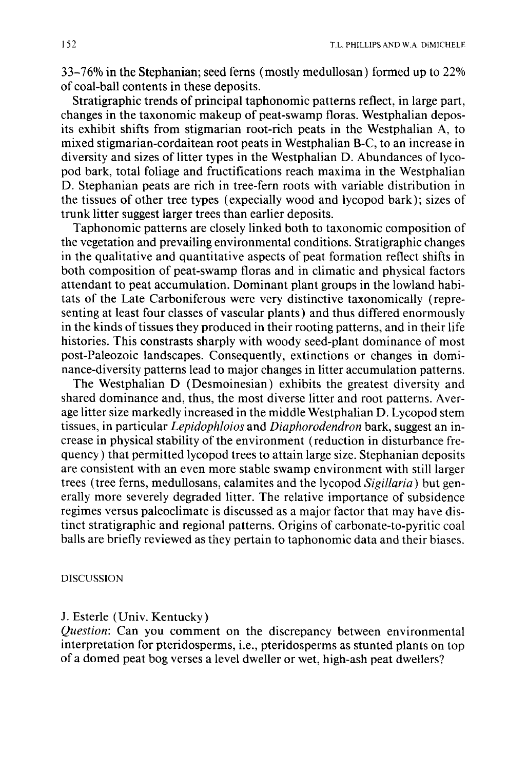33–76% in the Stephanian; seed ferns (mostly medullosan) formed up to 22% of coal-ball contents in these deposits.

Stratigraphic trends of principal taphonomic patterns reflect, in large part, changes in the taxonomic makeup of peat-swamp floras. Westphalian deposits exhibit shifts from stigmarian root-rich peats in the Westphalian A, to mixed stigmarian-cordaitean root peats in Westphalian B-C, to an increase in diversity and sizes of litter types in the Westphalian D. Abundances of lycopod bark, total foliage and fructifications reach maxima in the Westphalian D. Stephanian peats are rich in tree-fern roots with variable distribution in the tissues of other tree types (expecially wood and lycopod bark); sizes of trunk litter suggest larger trees than earlier deposits.

Taphonomic patterns are closely linked both to taxonomic composition of the vegetation and prevailing environmental conditions. Stratigraphic changes in the qualitative and quantitative aspects of peat formation reflect shifts in both composition of peat-swamp floras and in climatic and physical factors attendant to peat accumulation. Dominant plant groups in the lowland habitats of the Late Carboniferous were very distinctive taxonomically (representing at least four classes of vascular plants) and thus differed enormously in the kinds of tissues they produced in their rooting patterns, and in their life histories. This constrasts sharply with woody seed-plant dominance of most post-Paleozoic landscapes. Consequently, extinctions or changes in dominance-diversity patterns lead to major changes in litter accumulation patterns.

The Westphalian D (Desmoinesian) exhibits the greatest diversity and shared dominance and, thus, the most diverse litter and root patterns. Average litter size markedly increased in the middle Westphalian D. Lycopod stem tissues, in particular *Lepidophloios* and *Diaphorodendron* bark, suggest an increase in physical stability of the environment (reduction in disturbance frequency) that permitted lycopod trees to attain large size. Stephanian deposits are consistent with an even more stable swamp environment with still larger trees (tree ferns, medullosans, calamites and the lycopod *Sigillaria*) but generally more severely degraded litter. The relative importance of subsidence regimes versus paleoclimate is discussed as a major factor that may have distinct stratigraphic and regional patterns. Origins of carbonate-to-pyritic coal balls are briefly reviewed as they pertain to taphonomic data and their biases.

## DISCUSSION

J. Esterle (Univ. Kentucky)
*Question*: Can you comment on the discrepancy between environmental interpretation for pteridosperms, i.e., pteridosperms as stunted plants on top of a domed peat bog verses a level dweller or wet, high-ash peat dwellers?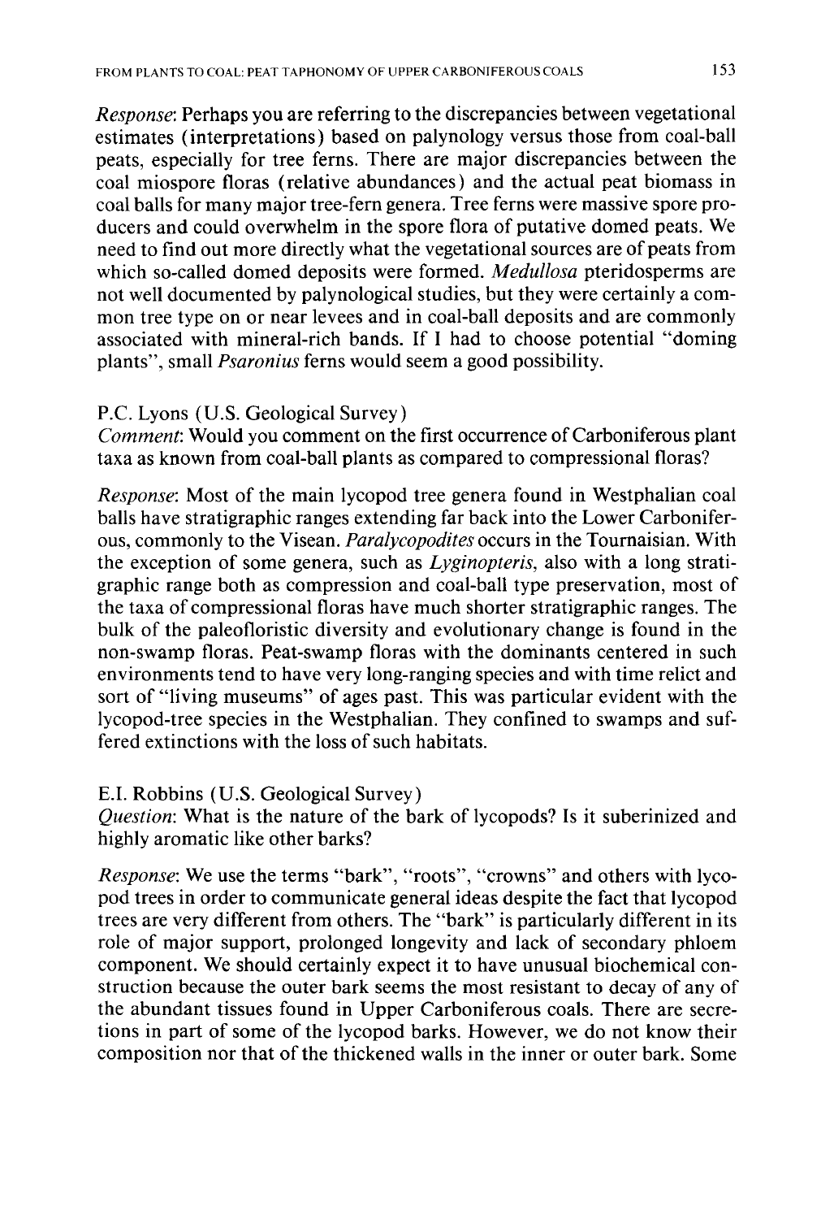*Response*: Perhaps you are referring to the discrepancies between vegetational estimates (interpretations) based on palynology versus those from coal-ball peats, especially for tree ferns. There are major discrepancies between the coal miospore floras (relative abundances) and the actual peat biomass in coal balls for many major tree-fern genera. Tree ferns were massive spore producers and could overwhelm in the spore flora of putative domed peats. We need to find out more directly what the vegetational sources are of peats from which so-called domed deposits were formed. *Medullosa* pteridosperms are not well documented by palynological studies, but they were certainly a common tree type on or near levees and in coal-ball deposits and are commonly associated with mineral-rich bands. If I had to choose potential "doming plants", small *Psaronius* ferns would seem a good possibility.

P.C. Lyons (U.S. Geological Survey)
*Comment*: Would you comment on the first occurrence of Carboniferous plant taxa as known from coal-ball plants as compared to compressional floras?

*Response*: Most of the main lycopod tree genera found in Westphalian coal balls have stratigraphic ranges extending far back into the Lower Carboniferous, commonly to the Visean. *Paralycopodites* occurs in the Tournaisian. With the exception of some genera, such as *Lyginopteris*, also with a long stratigraphic range both as compression and coal-ball type preservation, most of the taxa of compressional floras have much shorter stratigraphic ranges. The bulk of the paleofloristic diversity and evolutionary change is found in the non-swamp floras. Peat-swamp floras with the dominants centered in such environments tend to have very long-ranging species and with time relict and sort of "living museums" of ages past. This was particular evident with the lycopod-tree species in the Westphalian. They confined to swamps and suffered extinctions with the loss of such habitats.

E.I. Robbins (U.S. Geological Survey)
*Question*: What is the nature of the bark of lycopods? Is it suberinized and highly aromatic like other barks?

*Response*: We use the terms "bark", "roots", "crowns" and others with lycopod trees in order to communicate general ideas despite the fact that lycopod trees are very different from others. The "bark" is particularly different in its role of major support, prolonged longevity and lack of secondary phloem component. We should certainly expect it to have unusual biochemical construction because the outer bark seems the most resistant to decay of any of the abundant tissues found in Upper Carboniferous coals. There are secretions in part of some of the lycopod barks. However, we do not know their composition nor that of the thickened walls in the inner or outer bark. Some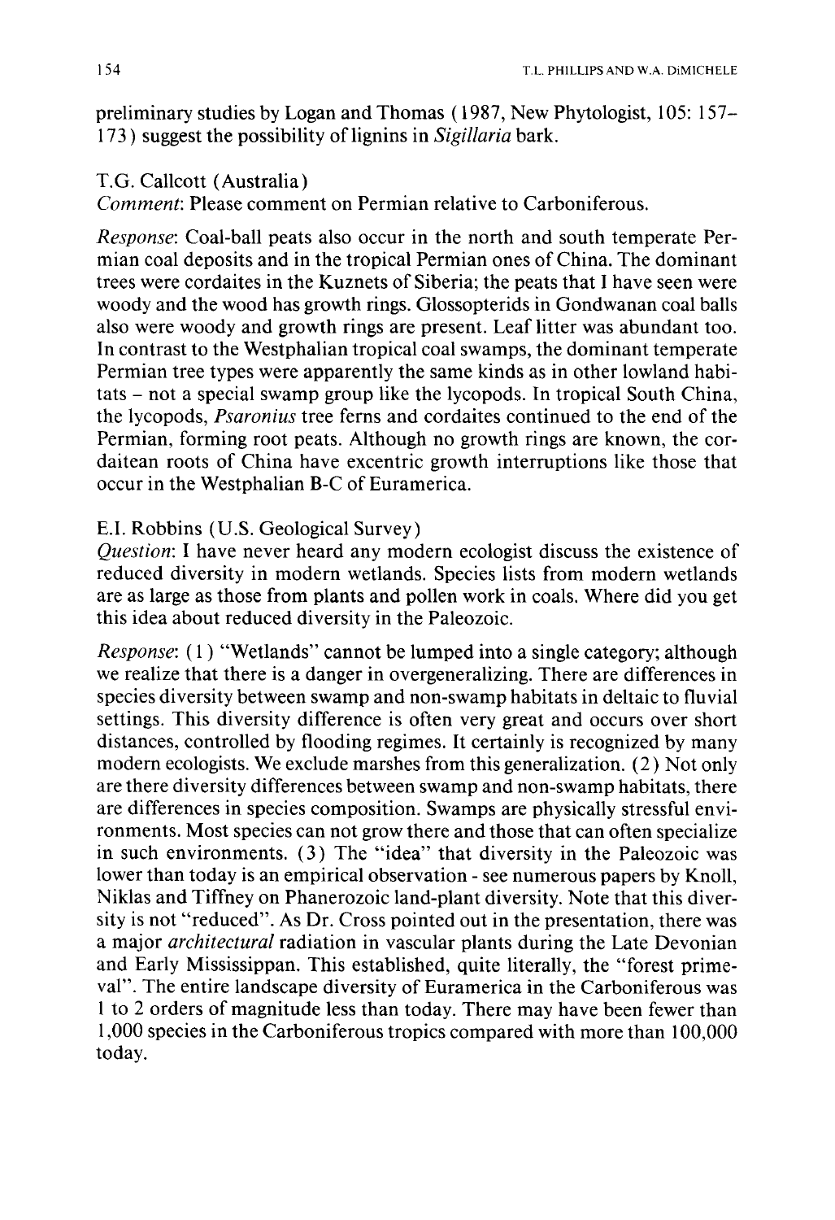preliminary studies by Logan and Thomas (1987, New Phytologist, 105: 157–173) suggest the possibility of lignins in *Sigillaria* bark.

T.G. Callcott (Australia)
*Comment*: Please comment on Permian relative to Carboniferous.

*Response*: Coal-ball peats also occur in the north and south temperate Permian coal deposits and in the tropical Permian ones of China. The dominant trees were cordaites in the Kuznets of Siberia; the peats that I have seen were woody and the wood has growth rings. Glossopterids in Gondwanan coal balls also were woody and growth rings are present. Leaf litter was abundant too. In contrast to the Westphalian tropical coal swamps, the dominant temperate Permian tree types were apparently the same kinds as in other lowland habitats – not a special swamp group like the lycopods. In tropical South China, the lycopods, *Psaronius* tree ferns and cordaites continued to the end of the Permian, forming root peats. Although no growth rings are known, the cordaitean roots of China have excentric growth interruptions like those that occur in the Westphalian B-C of Euramerica.

E.I. Robbins (U.S. Geological Survey)
*Question*: I have never heard any modern ecologist discuss the existence of reduced diversity in modern wetlands. Species lists from modern wetlands are as large as those from plants and pollen work in coals. Where did you get this idea about reduced diversity in the Paleozoic.

*Response*: (1) "Wetlands" cannot be lumped into a single category; although we realize that there is a danger in overgeneralizing. There are differences in species diversity between swamp and non-swamp habitats in deltaic to fluvial settings. This diversity difference is often very great and occurs over short distances, controlled by flooding regimes. It certainly is recognized by many modern ecologists. We exclude marshes from this generalization. (2) Not only are there diversity differences between swamp and non-swamp habitats, there are differences in species composition. Swamps are physically stressful environments. Most species can not grow there and those that can often specialize in such environments. (3) The "idea" that diversity in the Paleozoic was lower than today is an empirical observation - see numerous papers by Knoll, Niklas and Tiffney on Phanerozoic land-plant diversity. Note that this diversity is not "reduced". As Dr. Cross pointed out in the presentation, there was a major *architectural* radiation in vascular plants during the Late Devonian and Early Mississippan. This established, quite literally, the "forest primeval". The entire landscape diversity of Euramerica in the Carboniferous was 1 to 2 orders of magnitude less than today. There may have been fewer than 1,000 species in the Carboniferous tropics compared with more than 100,000 today.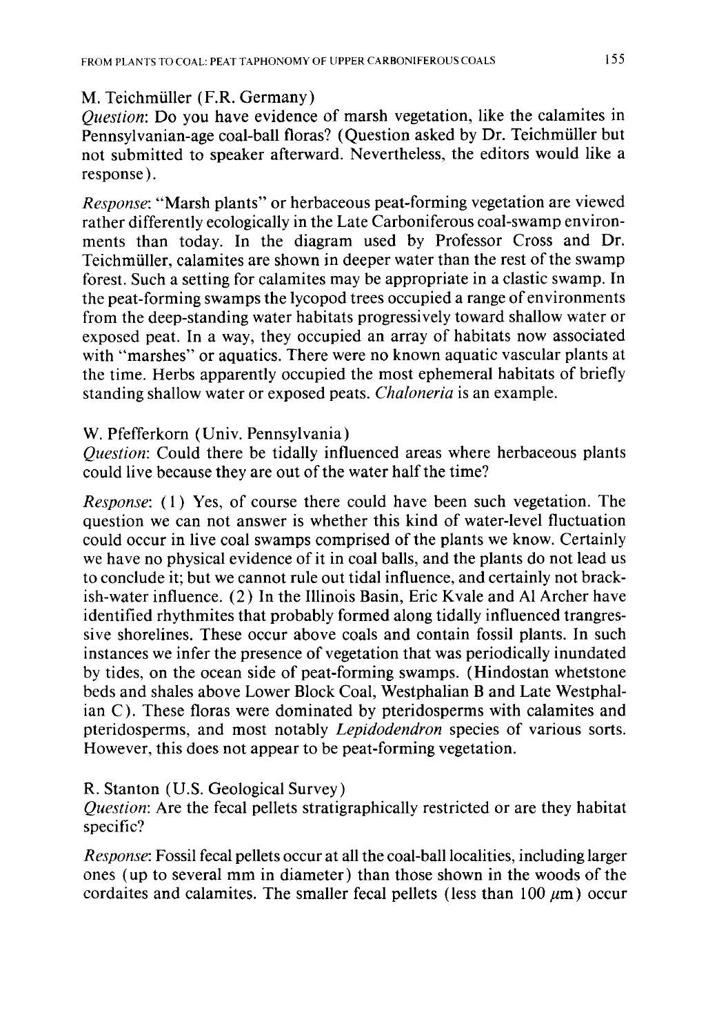M. Teichmüller (F.R. Germany)

*Question*: Do you have evidence of marsh vegetation, like the calamites in Pennsylvanian-age coal-ball floras? (Question asked by Dr. Teichmüller but not submitted to speaker afterward. Nevertheless, the editors would like a response).

*Response*: "Marsh plants" or herbaceous peat-forming vegetation are viewed rather differently ecologically in the Late Carboniferous coal-swamp environments than today. In the diagram used by Professor Cross and Dr. Teichmüller, calamites are shown in deeper water than the rest of the swamp forest. Such a setting for calamites may be appropriate in a clastic swamp. In the peat-forming swamps the lycopod trees occupied a range of environments from the deep-standing water habitats progressively toward shallow water or exposed peat. In a way, they occupied an array of habitats now associated with "marshes" or aquatics. There were no known aquatic vascular plants at the time. Herbs apparently occupied the most ephemeral habitats of briefly standing shallow water or exposed peats. *Chaloneria* is an example.

W. Pfefferkorn (Univ. Pennsylvania)

*Question*: Could there be tidally influenced areas where herbaceous plants could live because they are out of the water half the time?

*Response*: (1) Yes, of course there could have been such vegetation. The question we can not answer is whether this kind of water-level fluctuation could occur in live coal swamps comprised of the plants we know. Certainly we have no physical evidence of it in coal balls, and the plants do not lead us to conclude it; but we cannot rule out tidal influence, and certainly not brackish-water influence. (2) In the Illinois Basin, Eric Kvale and Al Archer have identified rhythmites that probably formed along tidally influenced trangressive shorelines. These occur above coals and contain fossil plants. In such instances we infer the presence of vegetation that was periodically inundated by tides, on the ocean side of peat-forming swamps. (Hindostan whetstone beds and shales above Lower Block Coal, Westphalian B and Late Westphalian C). These floras were dominated by pteridosperms with calamites and pteridosperms, and most notably *Lepidodendron* species of various sorts. However, this does not appear to be peat-forming vegetation.

R. Stanton (U.S. Geological Survey)

*Question*: Are the fecal pellets stratigraphically restricted or are they habitat specific?

*Response*: Fossil fecal pellets occur at all the coal-ball localities, including larger ones (up to several mm in diameter) than those shown in the woods of the cordaites and calamites. The smaller fecal pellets (less than 100 $\mu$m) occur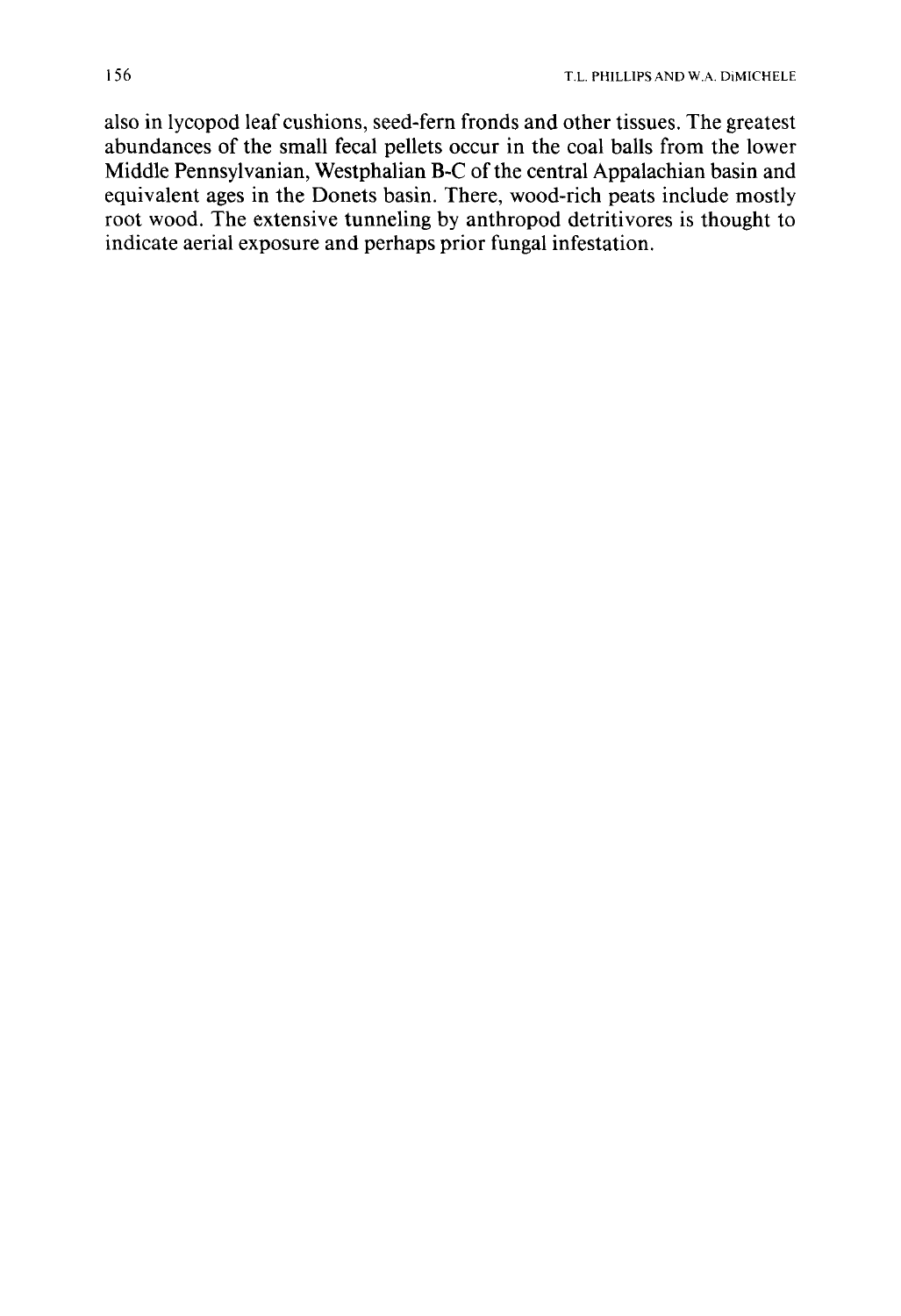also in lycopod leaf cushions, seed-fern fronds and other tissues. The greatest abundances of the small fecal pellets occur in the coal balls from the lower Middle Pennsylvanian, Westphalian B-C of the central Appalachian basin and equivalent ages in the Donets basin. There, wood-rich peats include mostly root wood. The extensive tunneling by anthropod detritivores is thought to indicate aerial exposure and perhaps prior fungal infestation.